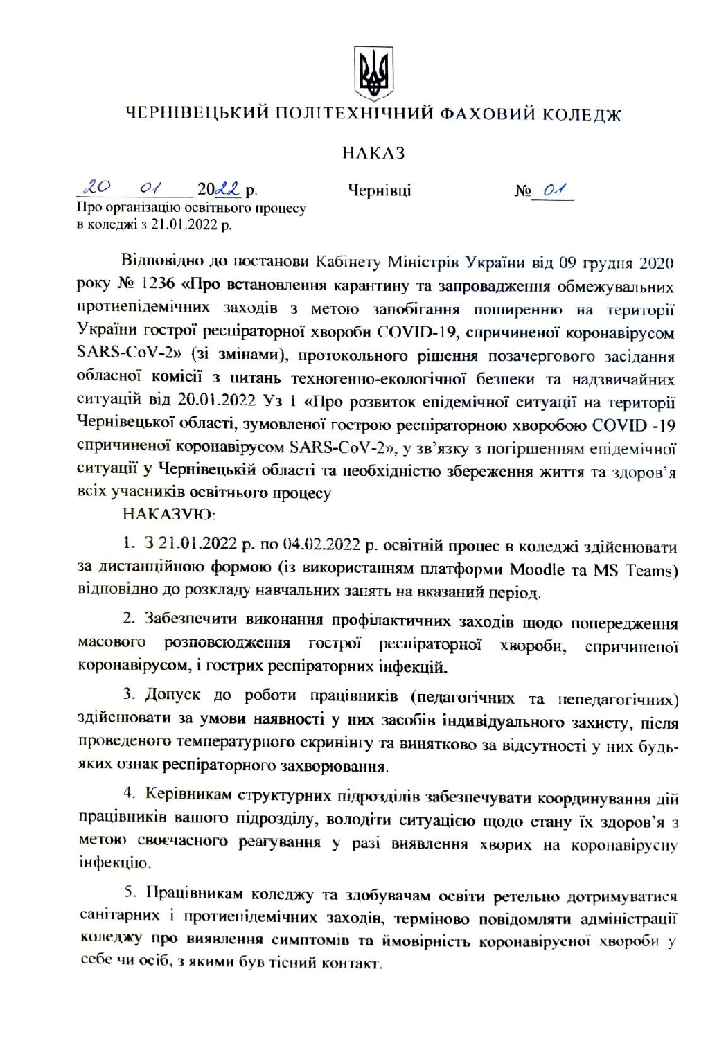# ЧЕРНІВЕЦЬКИЙ ПОЛІТЕХНІЧНИЙ ФАХОВИЙ КОЛЕДЖ

## НАКАЗ

20 01 2022 р. Чернівці № 01

Про організацію освітнього процесу
в коледжі з 21.01.2022 р.

Відповідно до постанови Кабінету Міністрів України від 09 грудня 2020 року № 1236 «Про встановлення карантину та запровадження обмежувальних протиепідемічних заходів з метою запобігання поширенню на території України гострої респіраторної хвороби COVID-19, спричиненої коронавірусом SARS-CoV-2» (зі змінами), протокольного рішення позачергового засідання обласної комісії з питань техногенно-екологічної безпеки та надзвичайних ситуацій від 20.01.2022 Уз 1 «Про розвиток епідемічної ситуації на території Чернівецької області, зумовленої гострою респіраторною хворобою COVID -19 спричиненої коронавірусом SARS-CoV-2», у зв'язку з погіршенням епідемічної ситуації у Чернівецькій області та необхідністю збереження життя та здоров'я всіх учасників освітнього процесу

НАКАЗУЮ:

1. З 21.01.2022 р. по 04.02.2022 р. освітній процес в коледжі здійснювати за дистанційною формою (із використанням платформи Moodle та MS Teams) відповідно до розкладу навчальних занять на вказаний період.

2. Забезпечити виконання профілактичних заходів щодо попередження масового розповсюдження гострої респіраторної хвороби, спричиненої коронавірусом, і гострих респіраторних інфекцій.

3. Допуск до роботи працівників (педагогічних та непедагогічних) здійснювати за умови наявності у них засобів індивідуального захисту, після проведеного температурного скринінгу та винятково за відсутності у них будь-яких ознак респіраторного захворювання.

4. Керівникам структурних підрозділів забезпечувати координування дій працівників вашого підрозділу, володіти ситуацією щодо стану їх здоров'я з метою своєчасного реагування у разі виявлення хворих на коронавірусну інфекцію.

5. Працівникам коледжу та здобувачам освіти ретельно дотримуватися санітарних і протиепідемічних заходів, терміново повідомляти адміністрації коледжу про виявлення симптомів та ймовірність коронавірусної хвороби у себе чи осіб, з якими був тісний контакт.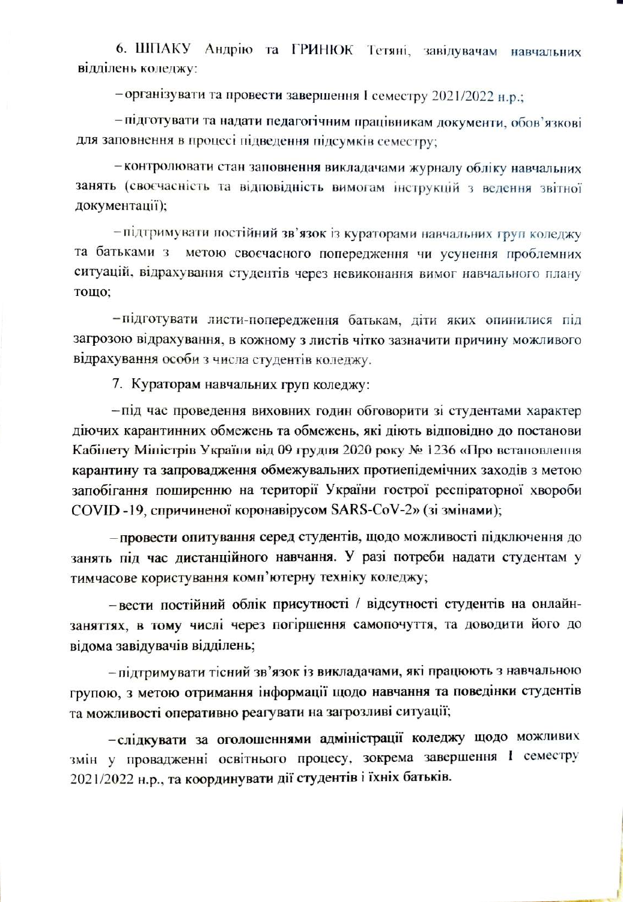6. ШПАКУ Андрію та ГРИНЮК Тетяні, завідувачам навчальних відділень коледжу:

– організувати та провести завершення I семестру 2021/2022 н.р.;

– підготувати та надати педагогічним працівникам документи, обов'язкові для заповнення в процесі підведення підсумків семестру;

– контролювати стан заповнення викладачами журналу обліку навчальних занять (своєчасність та відповідність вимогам інструкцій з ведення звітної документації);

– підтримувати постійний зв'язок із кураторами навчальних груп коледжу та батьками з метою своєчасного попередження чи усунення проблемних ситуацій, відрахування студентів через невиконання вимог навчального плану тощо;

– підготувати листи-попередження батькам, діти яких опинилися під загрозою відрахування, в кожному з листів чітко зазначити причину можливого відрахування особи з числа студентів коледжу.

7. Кураторам навчальних груп коледжу:

– під час проведення виховних годин обговорити зі студентами характер діючих карантинних обмежень та обмежень, які діють відповідно до постанови Кабінету Міністрів України від 09 грудня 2020 року № 1236 «Про встановлення карантину та запровадження обмежувальних протиепідемічних заходів з метою запобігання поширенню на території України гострої респіраторної хвороби COVID -19, спричиненої коронавірусом SARS-CoV-2» (зі змінами);

– провести опитування серед студентів, щодо можливості підключення до занять під час дистанційного навчання. У разі потреби надати студентам у тимчасове користування комп'ютерну техніку коледжу;

– вести постійний облік присутності / відсутності студентів на онлайн-заняттях, в тому числі через погіршення самопочуття, та доводити його до відома завідувачів відділень;

– підтримувати тісний зв'язок із викладачами, які працюють з навчальною групою, з метою отримання інформації щодо навчання та поведінки студентів та можливості оперативно реагувати на загрозливі ситуації;

– слідкувати за оголошеннями адміністрації коледжу щодо можливих змін у провадженні освітнього процесу, зокрема завершення I семестру 2021/2022 н.р., та координувати дії студентів і їхніх батьків.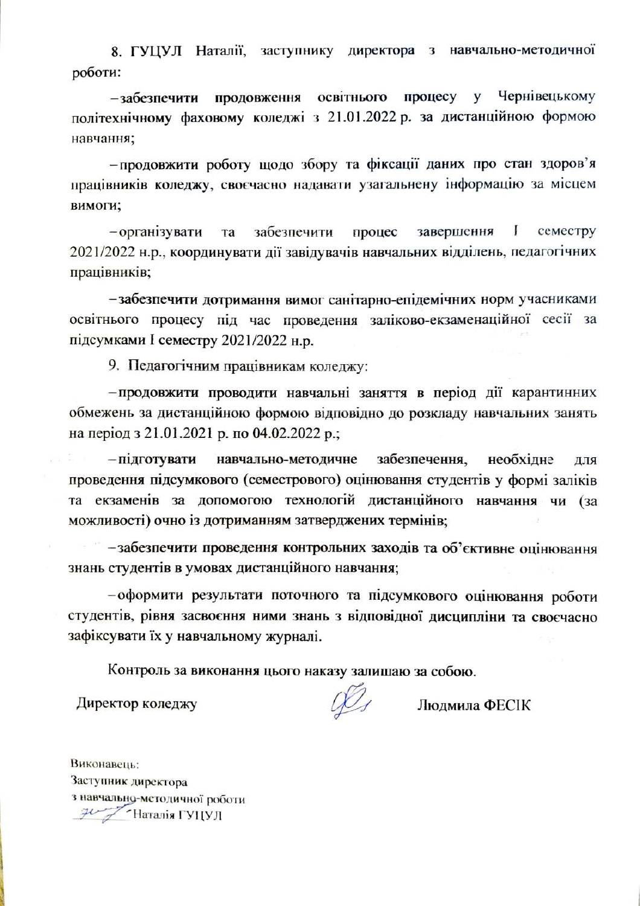8. **ГУЦУЛ** Наталії, заступнику директора з навчально-методичної роботи:

– забезпечити продовження освітнього процесу у Чернівецькому політехнічному фаховому коледжі з 21.01.2022 р. за дистанційною формою навчання;

– продовжити роботу щодо збору та фіксації даних про стан здоров'я працівників коледжу, своєчасно надавати узагальнену інформацію за місцем вимоги;

– організувати та забезпечити процес завершення І семестру 2021/2022 н.р., координувати дії завідувачів навчальних відділень, педагогічних працівників;

– забезпечити дотримання вимог санітарно-епідемічних норм учасниками освітнього процесу під час проведення заліково-екзаменаційної сесії за підсумками І семестру 2021/2022 н.р.

9. Педагогічним працівникам коледжу:

– продовжити проводити навчальні заняття в період дії карантинних обмежень за дистанційною формою відповідно до розкладу навчальних занять на період з 21.01.2021 р. по 04.02.2022 р.;

– підготувати навчально-методичне забезпечення, необхідне для проведення підсумкового (семестрового) оцінювання студентів у формі заліків та екзаменів за допомогою технологій дистанційного навчання чи (за можливості) очно із дотриманням затверджених термінів;

– забезпечити проведення контрольних заходів та об'єктивне оцінювання знань студентів в умовах дистанційного навчання;

– оформити результати поточного та підсумкового оцінювання роботи студентів, рівня засвоєння ними знань з відповідної дисципліни та своєчасно зафіксувати їх у навчальному журналі.

Контроль за виконання цього наказу залишаю за собою.

Директор коледжу Людмила ФЕСІК

Виконавець:
Заступник директора
з навчально-методичної роботи
Наталія ГУЦУЛ